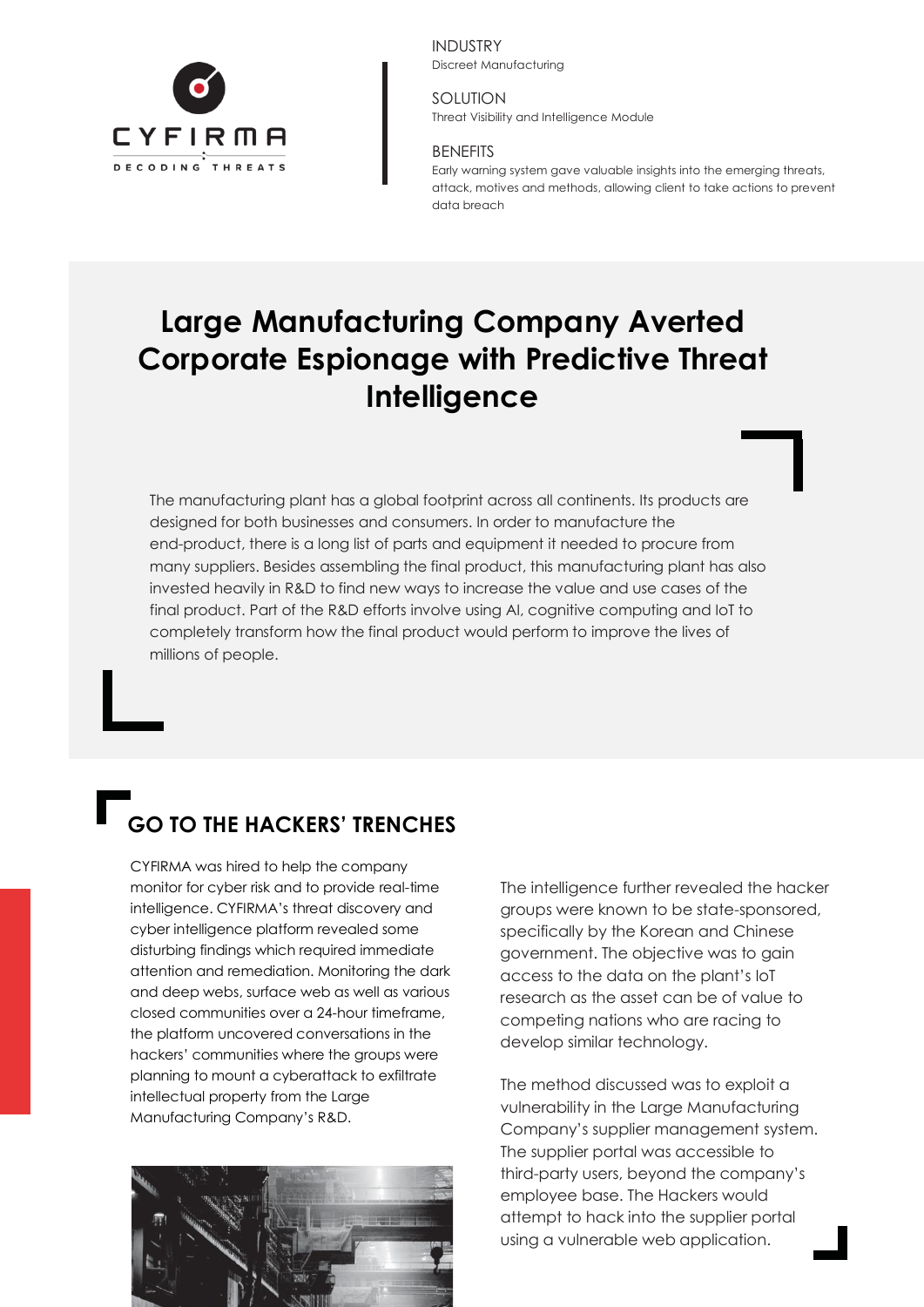INDUSTRY
Discreet Manufacturing

SOLUTION
Threat Visibility and Intelligence Module

BENEFITS
Early warning system gave valuable insights into the emerging threats, attack, motives and methods, allowing client to take actions to prevent data breach

# Large Manufacturing Company Averted Corporate Espionage with Predictive Threat Intelligence

The manufacturing plant has a global footprint across all continents. Its products are designed for both businesses and consumers. In order to manufacture the end-product, there is a long list of parts and equipment it needed to procure from many suppliers. Besides assembling the final product, this manufacturing plant has also invested heavily in R&D to find new ways to increase the value and use cases of the final product. Part of the R&D efforts involve using AI, cognitive computing and IoT to completely transform how the final product would perform to improve the lives of millions of people.

## GO TO THE HACKERS' TRENCHES

CYFIRMA was hired to help the company monitor for cyber risk and to provide real-time intelligence. CYFIRMA's threat discovery and cyber intelligence platform revealed some disturbing findings which required immediate attention and remediation. Monitoring the dark and deep webs, surface web as well as various closed communities over a 24-hour timeframe, the platform uncovered conversations in the hackers' communities where the groups were planning to mount a cyberattack to exfiltrate intellectual property from the Large Manufacturing Company's R&D.

The intelligence further revealed the hacker groups were known to be state-sponsored, specifically by the Korean and Chinese government. The objective was to gain access to the data on the plant's IoT research as the asset can be of value to competing nations who are racing to develop similar technology.

The method discussed was to exploit a vulnerability in the Large Manufacturing Company's supplier management system. The supplier portal was accessible to third-party users, beyond the company's employee base. The Hackers would attempt to hack into the supplier portal using a vulnerable web application.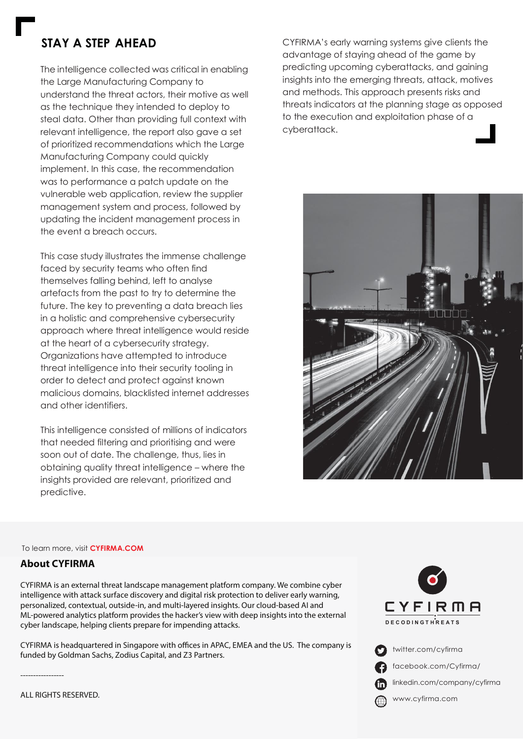## STAY A STEP AHEAD

The intelligence collected was critical in enabling the Large Manufacturing Company to understand the threat actors, their motive as well as the technique they intended to deploy to steal data. Other than providing full context with relevant intelligence, the report also gave a set of prioritized recommendations which the Large Manufacturing Company could quickly implement. In this case, the recommendation was to performance a patch update on the vulnerable web application, review the supplier management system and process, followed by updating the incident management process in the event a breach occurs.

This case study illustrates the immense challenge faced by security teams who often find themselves falling behind, left to analyse artefacts from the past to try to determine the future. The key to preventing a data breach lies in a holistic and comprehensive cybersecurity approach where threat intelligence would reside at the heart of a cybersecurity strategy. Organizations have attempted to introduce threat intelligence into their security tooling in order to detect and protect against known malicious domains, blacklisted internet addresses and other identifiers.

This intelligence consisted of millions of indicators that needed filtering and prioritising and were soon out of date. The challenge, thus, lies in obtaining quality threat intelligence – where the insights provided are relevant, prioritized and predictive.

CYFIRMA's early warning systems give clients the advantage of staying ahead of the game by predicting upcoming cyberattacks, and gaining insights into the emerging threats, attack, motives and methods. This approach presents risks and threats indicators at the planning stage as opposed to the execution and exploitation phase of a cyberattack.

To learn more, visit **CYFIRMA.COM**

### About CYFIRMA

CYFIRMA is an external threat landscape management platform company. We combine cyber intelligence with attack surface discovery and digital risk protection to deliver early warning, personalized, contextual, outside-in, and multi-layered insights. Our cloud-based AI and ML-powered analytics platform provides the hacker's view with deep insights into the external cyber landscape, helping clients prepare for impending attacks.

CYFIRMA is headquartered in Singapore with offices in APAC, EMEA and the US. The company is funded by Goldman Sachs, Zodius Capital, and Z3 Partners.

-----------------

ALL RIGHTS RESERVED.

CYFIRMA
DECODING THREATS

twitter.com/cyfirma
facebook.com/Cyfirma/
linkedin.com/company/cyfirma
www.cyfirma.com